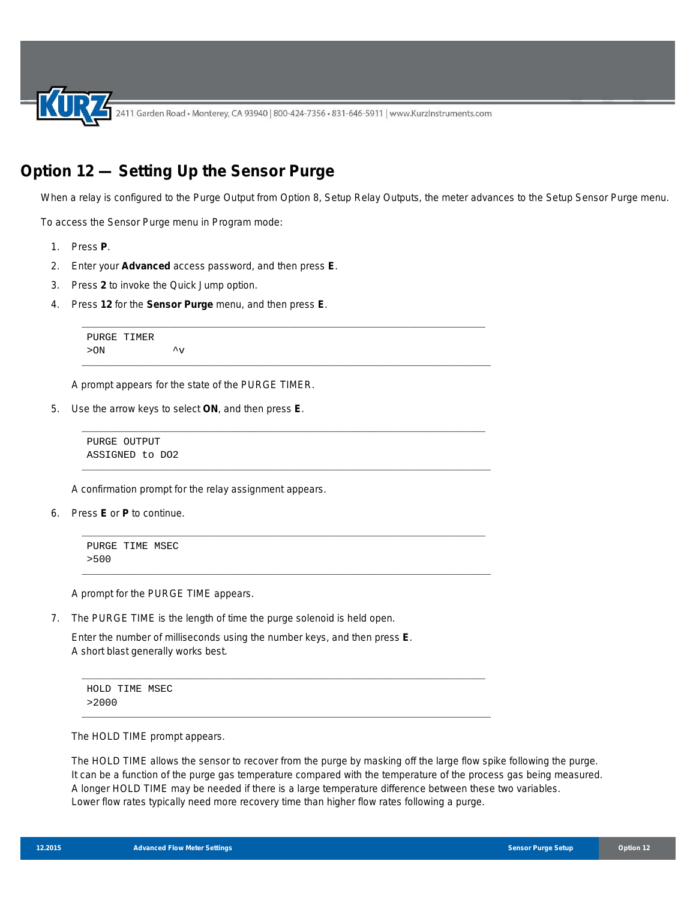# Option 12 — Setting Up the Sensor Purge

When a relay is configured to the Purge Output from Option 8, Setup Relay Outputs, the meter advances to the Setup Sensor Purge menu.

To access the Sensor Purge menu in Program mode:

1. Press **P**.
2. Enter your **Advanced** access password, and then press **E**.
3. Press **2** to invoke the Quick Jump option.
4. Press **12** for the **Sensor Purge** menu, and then press **E**.

```
PURGE TIMER
>ON           ^v
```

   A prompt appears for the state of the PURGE TIMER.

5. Use the arrow keys to select **ON**, and then press **E**.

```
PURGE OUTPUT
ASSIGNED to DO2
```

   A confirmation prompt for the relay assignment appears.

6. Press **E** or **P** to continue.

```
PURGE TIME MSEC
>500
```

   A prompt for the PURGE TIME appears.

7. The PURGE TIME is the length of time the purge solenoid is held open.

   Enter the number of milliseconds using the number keys, and then press **E**.
   A short blast generally works best.

```
HOLD TIME MSEC
>2000
```

   The HOLD TIME prompt appears.

   The HOLD TIME allows the sensor to recover from the purge by masking off the large flow spike following the purge.
   It can be a function of the purge gas temperature compared with the temperature of the process gas being measured.
   A longer HOLD TIME may be needed if there is a large temperature difference between these two variables.
   Lower flow rates typically need more recovery time than higher flow rates following a purge.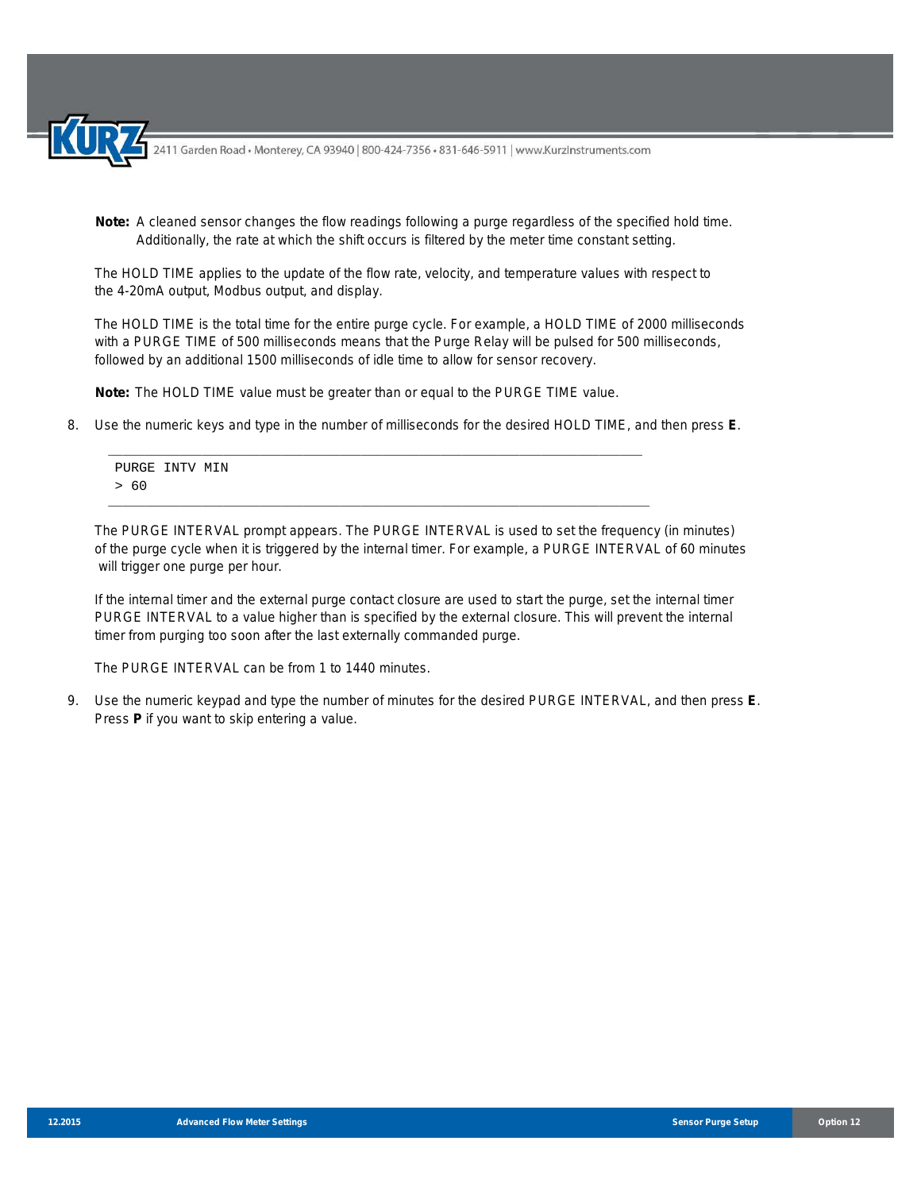**Note:** A cleaned sensor changes the flow readings following a purge regardless of the specified hold time. Additionally, the rate at which the shift occurs is filtered by the meter time constant setting.

The HOLD TIME applies to the update of the flow rate, velocity, and temperature values with respect to the 4-20mA output, Modbus output, and display.

The HOLD TIME is the total time for the entire purge cycle. For example, a HOLD TIME of 2000 milliseconds with a PURGE TIME of 500 milliseconds means that the Purge Relay will be pulsed for 500 milliseconds, followed by an additional 1500 milliseconds of idle time to allow for sensor recovery.

**Note:** The HOLD TIME value must be greater than or equal to the PURGE TIME value.

8. Use the numeric keys and type in the number of milliseconds for the desired HOLD TIME, and then press **E**.

```
PURGE INTV MIN
> 60
```

The PURGE INTERVAL prompt appears. The PURGE INTERVAL is used to set the frequency (in minutes) of the purge cycle when it is triggered by the internal timer. For example, a PURGE INTERVAL of 60 minutes will trigger one purge per hour.

If the internal timer and the external purge contact closure are used to start the purge, set the internal timer PURGE INTERVAL to a value higher than is specified by the external closure. This will prevent the internal timer from purging too soon after the last externally commanded purge.

The PURGE INTERVAL can be from 1 to 1440 minutes.

9. Use the numeric keypad and type the number of minutes for the desired PURGE INTERVAL, and then press **E**. Press **P** if you want to skip entering a value.